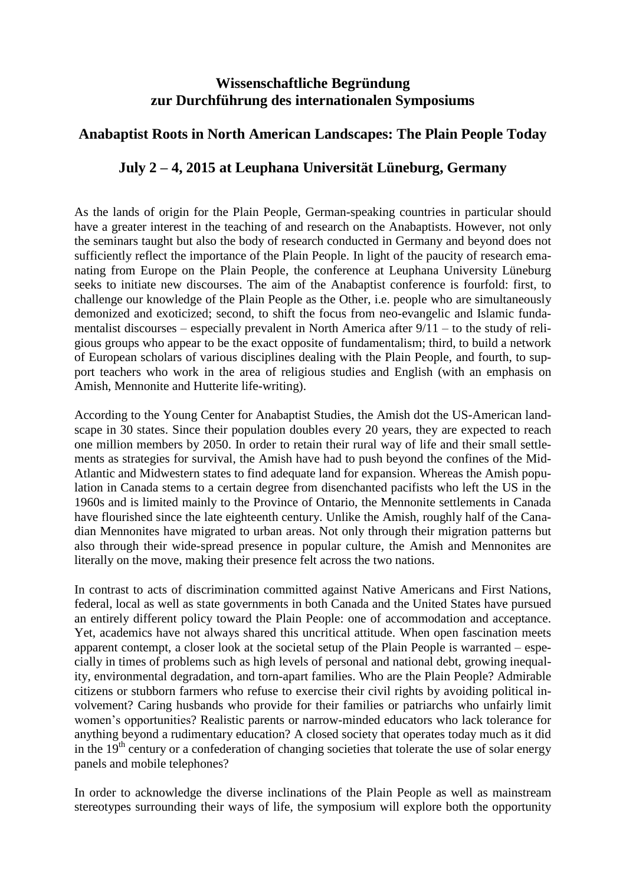# Wissenschaftliche Begründung zur Durchführung des internationalen Symposiums

## Anabaptist Roots in North American Landscapes: The Plain People Today

## July 2 – 4, 2015 at Leuphana Universität Lüneburg, Germany

As the lands of origin for the Plain People, German-speaking countries in particular should have a greater interest in the teaching of and research on the Anabaptists. However, not only the seminars taught but also the body of research conducted in Germany and beyond does not sufficiently reflect the importance of the Plain People. In light of the paucity of research emanating from Europe on the Plain People, the conference at Leuphana University Lüneburg seeks to initiate new discourses. The aim of the Anabaptist conference is fourfold: first, to challenge our knowledge of the Plain People as the Other, i.e. people who are simultaneously demonized and exoticized; second, to shift the focus from neo-evangelic and Islamic fundamentalist discourses – especially prevalent in North America after 9/11 – to the study of religious groups who appear to be the exact opposite of fundamentalism; third, to build a network of European scholars of various disciplines dealing with the Plain People, and fourth, to support teachers who work in the area of religious studies and English (with an emphasis on Amish, Mennonite and Hutterite life-writing).

According to the Young Center for Anabaptist Studies, the Amish dot the US-American landscape in 30 states. Since their population doubles every 20 years, they are expected to reach one million members by 2050. In order to retain their rural way of life and their small settlements as strategies for survival, the Amish have had to push beyond the confines of the Mid-Atlantic and Midwestern states to find adequate land for expansion. Whereas the Amish population in Canada stems to a certain degree from disenchanted pacifists who left the US in the 1960s and is limited mainly to the Province of Ontario, the Mennonite settlements in Canada have flourished since the late eighteenth century. Unlike the Amish, roughly half of the Canadian Mennonites have migrated to urban areas. Not only through their migration patterns but also through their wide-spread presence in popular culture, the Amish and Mennonites are literally on the move, making their presence felt across the two nations.

In contrast to acts of discrimination committed against Native Americans and First Nations, federal, local as well as state governments in both Canada and the United States have pursued an entirely different policy toward the Plain People: one of accommodation and acceptance. Yet, academics have not always shared this uncritical attitude. When open fascination meets apparent contempt, a closer look at the societal setup of the Plain People is warranted – especially in times of problems such as high levels of personal and national debt, growing inequality, environmental degradation, and torn-apart families. Who are the Plain People? Admirable citizens or stubborn farmers who refuse to exercise their civil rights by avoiding political involvement? Caring husbands who provide for their families or patriarchs who unfairly limit women's opportunities? Realistic parents or narrow-minded educators who lack tolerance for anything beyond a rudimentary education? A closed society that operates today much as it did in the 19th century or a confederation of changing societies that tolerate the use of solar energy panels and mobile telephones?

In order to acknowledge the diverse inclinations of the Plain People as well as mainstream stereotypes surrounding their ways of life, the symposium will explore both the opportunity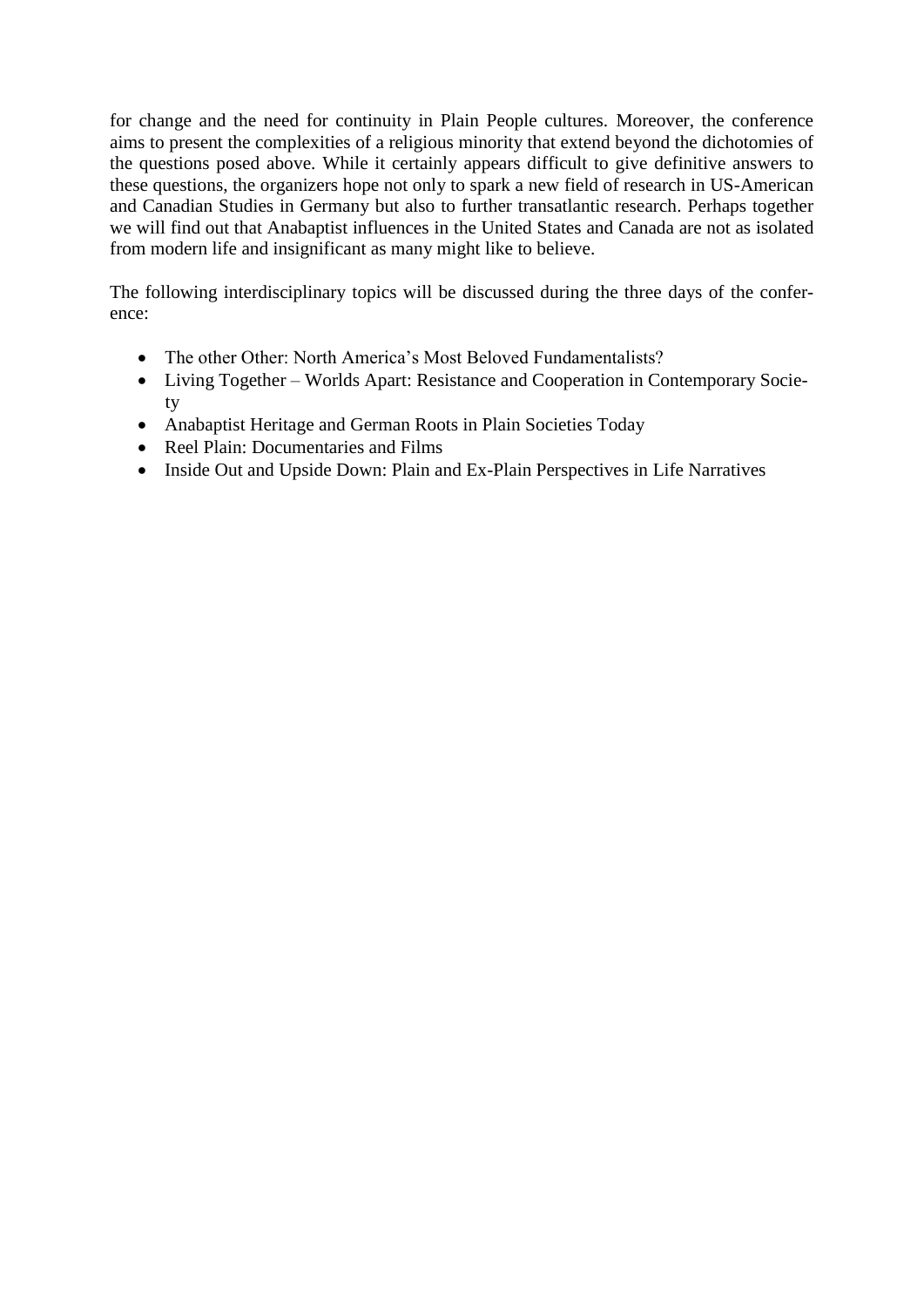for change and the need for continuity in Plain People cultures. Moreover, the conference aims to present the complexities of a religious minority that extend beyond the dichotomies of the questions posed above. While it certainly appears difficult to give definitive answers to these questions, the organizers hope not only to spark a new field of research in US-American and Canadian Studies in Germany but also to further transatlantic research. Perhaps together we will find out that Anabaptist influences in the United States and Canada are not as isolated from modern life and insignificant as many might like to believe.

The following interdisciplinary topics will be discussed during the three days of the conference:

- The other Other: North America's Most Beloved Fundamentalists?
- Living Together – Worlds Apart: Resistance and Cooperation in Contemporary Society
- Anabaptist Heritage and German Roots in Plain Societies Today
- Reel Plain: Documentaries and Films
- Inside Out and Upside Down: Plain and Ex-Plain Perspectives in Life Narratives